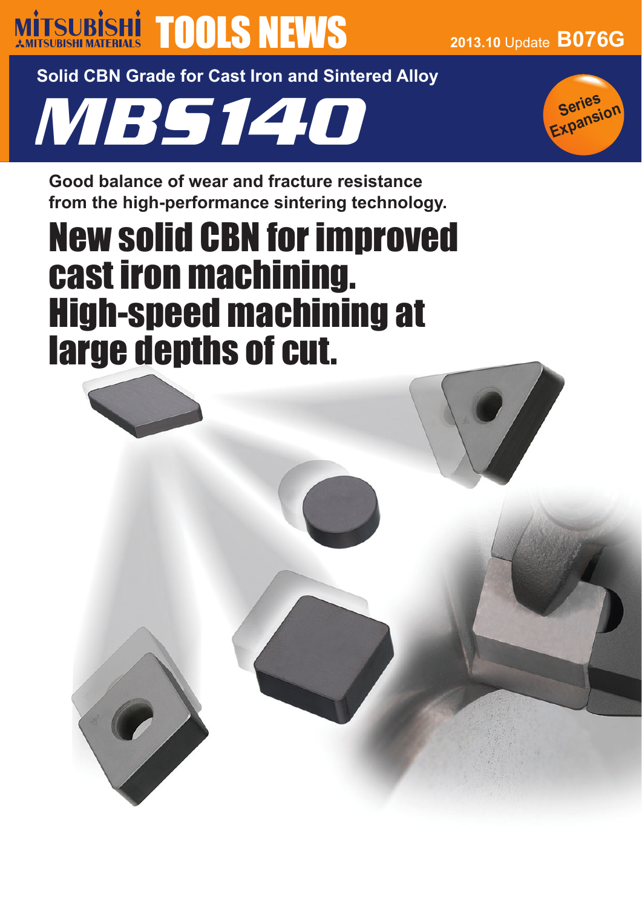MITSUBISHI MITSUBISHI MATERIALS **TOOLS NEWS**

2013.10 Update **B076G**

**Solid CBN Grade for Cast Iron and Sintered Alloy**

# MBS140

Series Expansion

**Good balance of wear and fracture resistance from the high-performance sintering technology.**

## New solid CBN for improved cast iron machining. High-speed machining at large depths of cut.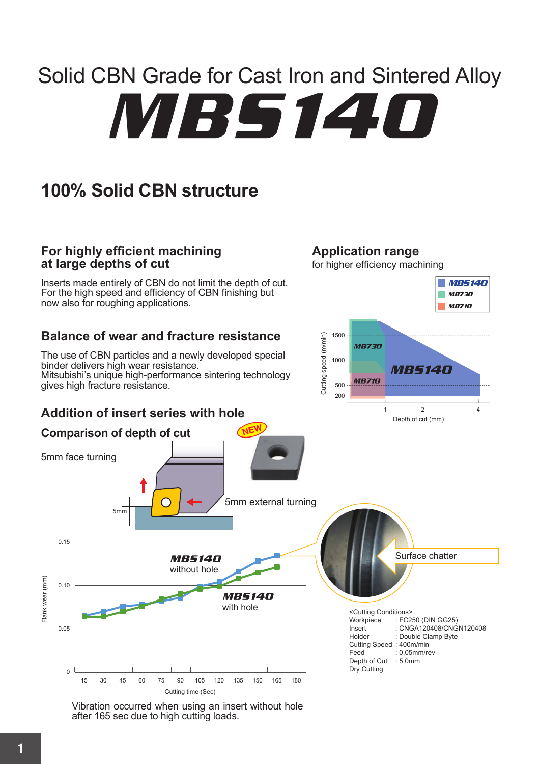# Solid CBN Grade for Cast Iron and Sintered Alloy

# MBS140

## 100% Solid CBN structure

### For highly efficient machining at large depths of cut

Inserts made entirely of CBN do not limit the depth of cut. For the high speed and efficiency of CBN finishing but now also for roughing applications.

### Balance of wear and fracture resistance

The use of CBN particles and a newly developed special binder delivers high wear resistance.
Mitsubishi's unique high-performance sintering technology gives high fracture resistance.

### Addition of insert series with hole

### Application range

for higher efficiency machining

MBS140
MB730
MB710

Cutting speed (m/min): 200, 500, 1000, 1500
Depth of cut (mm): 1, 2, 4

### Comparison of depth of cut

NEW

5mm face turning

5mm

5mm external turning

MBS140 without hole

MBS140 with hole

Surface chatter

Flank wear (mm): 0, 0.05, 0.10, 0.15
Cutting time (Sec): 15, 30, 45, 60, 75, 90, 105, 120, 135, 150, 165, 180

Vibration occurred when using an insert without hole after 165 sec due to high cutting loads.

<Cutting Conditions>

| | |
|---|---|
| Workpiece | : FC250 (DIN GG25) |
| Insert | : CNGA120408/CNGN120408 |
| Holder | : Double Clamp Byte |
| Cutting Speed | : 400m/min |
| Feed | : 0.05mm/rev |
| Depth of Cut | : 5.0mm |
| Dry Cutting | |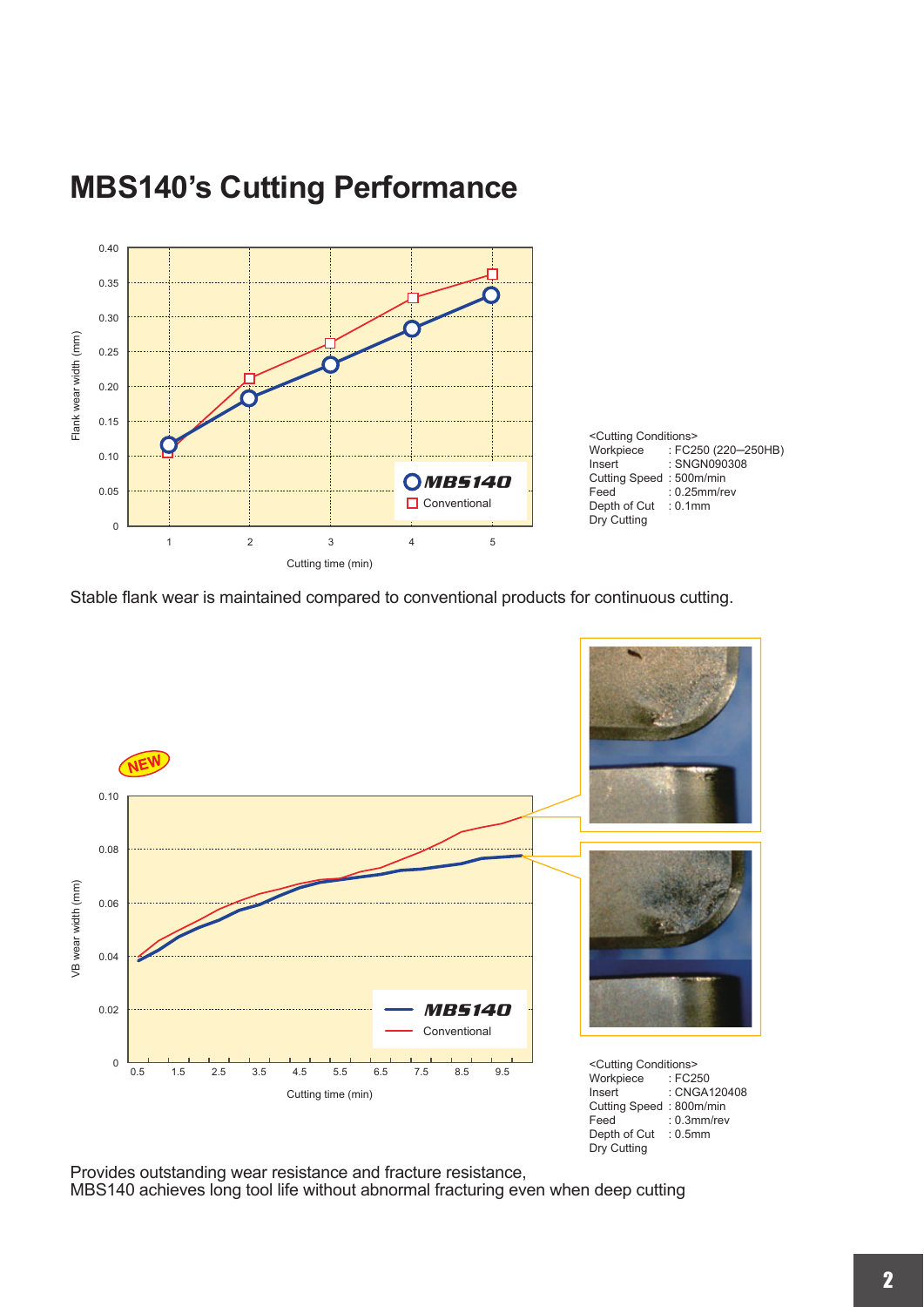# MBS140's Cutting Performance

<Cutting Conditions>
Workpiece : FC250 (220–250HB)
Insert : SNGN090308
Cutting Speed : 500m/min
Feed : 0.25mm/rev
Depth of Cut : 0.1mm
Dry Cutting

Stable flank wear is maintained compared to conventional products for continuous cutting.

<Cutting Conditions>
Workpiece : FC250
Insert : CNGA120408
Cutting Speed : 800m/min
Feed : 0.3mm/rev
Depth of Cut : 0.5mm
Dry Cutting

Provides outstanding wear resistance and fracture resistance,
MBS140 achieves long tool life without abnormal fracturing even when deep cutting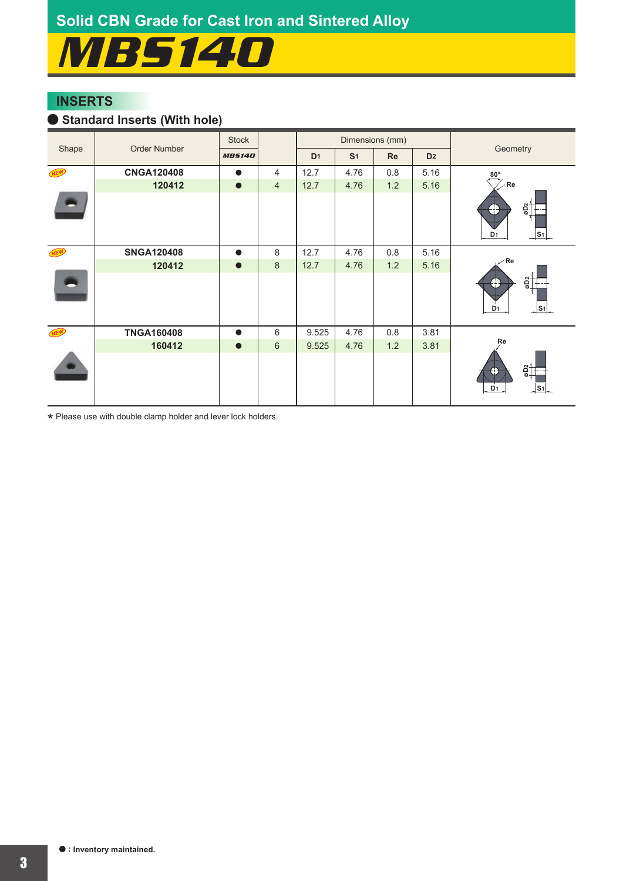# Solid CBN Grade for Cast Iron and Sintered Alloy

# MBS140

## INSERTS

### ● Standard Inserts (With hole)

| Shape | Order Number | Stock | | Dimensions (mm) | | | | Geometry |
|---|---|---|---|---|---|---|---|---|
| | | MBS140 | | D1 | S1 | Re | D2 | |
| NEW | CNGA120408 | ● | 4 | 12.7 | 4.76 | 0.8 | 5.16 | |
| | 120412 | ● | 4 | 12.7 | 4.76 | 1.2 | 5.16 | |
| NEW | SNGA120408 | ● | 8 | 12.7 | 4.76 | 0.8 | 5.16 | |
| | 120412 | ● | 8 | 12.7 | 4.76 | 1.2 | 5.16 | |
| NEW | TNGA160408 | ● | 6 | 9.525 | 4.76 | 0.8 | 3.81 | |
| | 160412 | ● | 6 | 9.525 | 4.76 | 1.2 | 3.81 | |

* Please use with double clamp holder and lever lock holders.

● : Inventory maintained.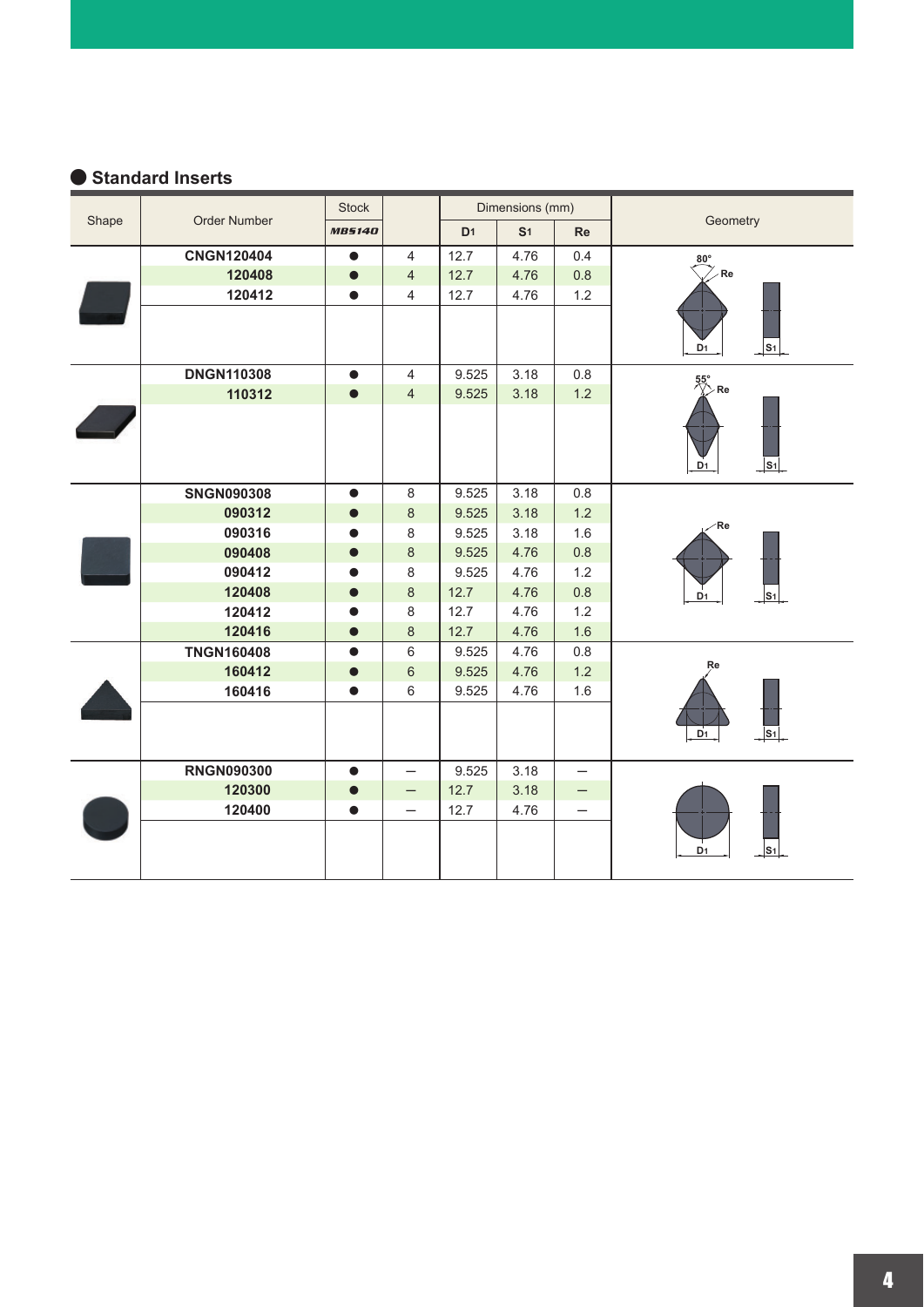## Standard Inserts

| Shape | Order Number | Stock | | Dimensions (mm) | | | Geometry |
|---|---|---|---|---|---|---|---|
| | | MBS140 | | D1 | S1 | Re | |
| | CNGN120404 | ● | 4 | 12.7 | 4.76 | 0.4 | 80° Re D1 S1 |
| | 120408 | ● | 4 | 12.7 | 4.76 | 0.8 | |
| | 120412 | ● | 4 | 12.7 | 4.76 | 1.2 | |
| | DNGN110308 | ● | 4 | 9.525 | 3.18 | 0.8 | 55° Re D1 S1 |
| | 110312 | ● | 4 | 9.525 | 3.18 | 1.2 | |
| | SNGN090308 | ● | 8 | 9.525 | 3.18 | 0.8 | Re D1 S1 |
| | 090312 | ● | 8 | 9.525 | 3.18 | 1.2 | |
| | 090316 | ● | 8 | 9.525 | 3.18 | 1.6 | |
| | 090408 | ● | 8 | 9.525 | 4.76 | 0.8 | |
| | 090412 | ● | 8 | 9.525 | 4.76 | 1.2 | |
| | 120408 | ● | 8 | 12.7 | 4.76 | 0.8 | |
| | 120412 | ● | 8 | 12.7 | 4.76 | 1.2 | |
| | 120416 | ● | 8 | 12.7 | 4.76 | 1.6 | |
| | TNGN160408 | ● | 6 | 9.525 | 4.76 | 0.8 | Re D1 S1 |
| | 160412 | ● | 6 | 9.525 | 4.76 | 1.2 | |
| | 160416 | ● | 6 | 9.525 | 4.76 | 1.6 | |
| | RNGN090300 | ● | – | 9.525 | 3.18 | – | D1 S1 |
| | 120300 | ● | – | 12.7 | 3.18 | – | |
| | 120400 | ● | – | 12.7 | 4.76 | – | |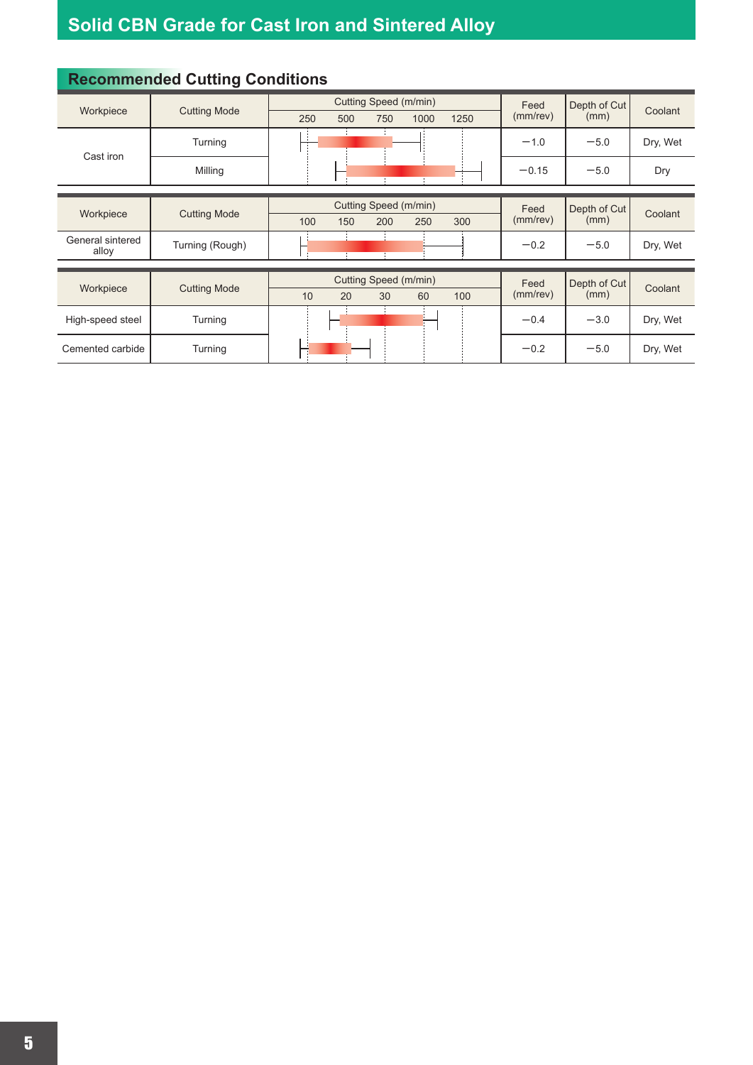## Solid CBN Grade for Cast Iron and Sintered Alloy

### Recommended Cutting Conditions

| Workpiece | Cutting Mode | Cutting Speed (m/min) | Feed (mm/rev) | Depth of Cut (mm) | Coolant |
|---|---|---|---|---|---|
| | | 250 / 500 / 750 / 1000 / 1250 | | | |
| Cast iron | Turning | | −1.0 | −5.0 | Dry, Wet |
| | Milling | | −0.15 | −5.0 | Dry |

| Workpiece | Cutting Mode | Cutting Speed (m/min) | Feed (mm/rev) | Depth of Cut (mm) | Coolant |
|---|---|---|---|---|---|
| | | 100 / 150 / 200 / 250 / 300 | | | |
| General sintered alloy | Turning (Rough) | | −0.2 | −5.0 | Dry, Wet |

| Workpiece | Cutting Mode | Cutting Speed (m/min) | Feed (mm/rev) | Depth of Cut (mm) | Coolant |
|---|---|---|---|---|---|
| | | 10 / 20 / 30 / 60 / 100 | | | |
| High-speed steel | Turning | | −0.4 | −3.0 | Dry, Wet |
| Cemented carbide | Turning | | −0.2 | −5.0 | Dry, Wet |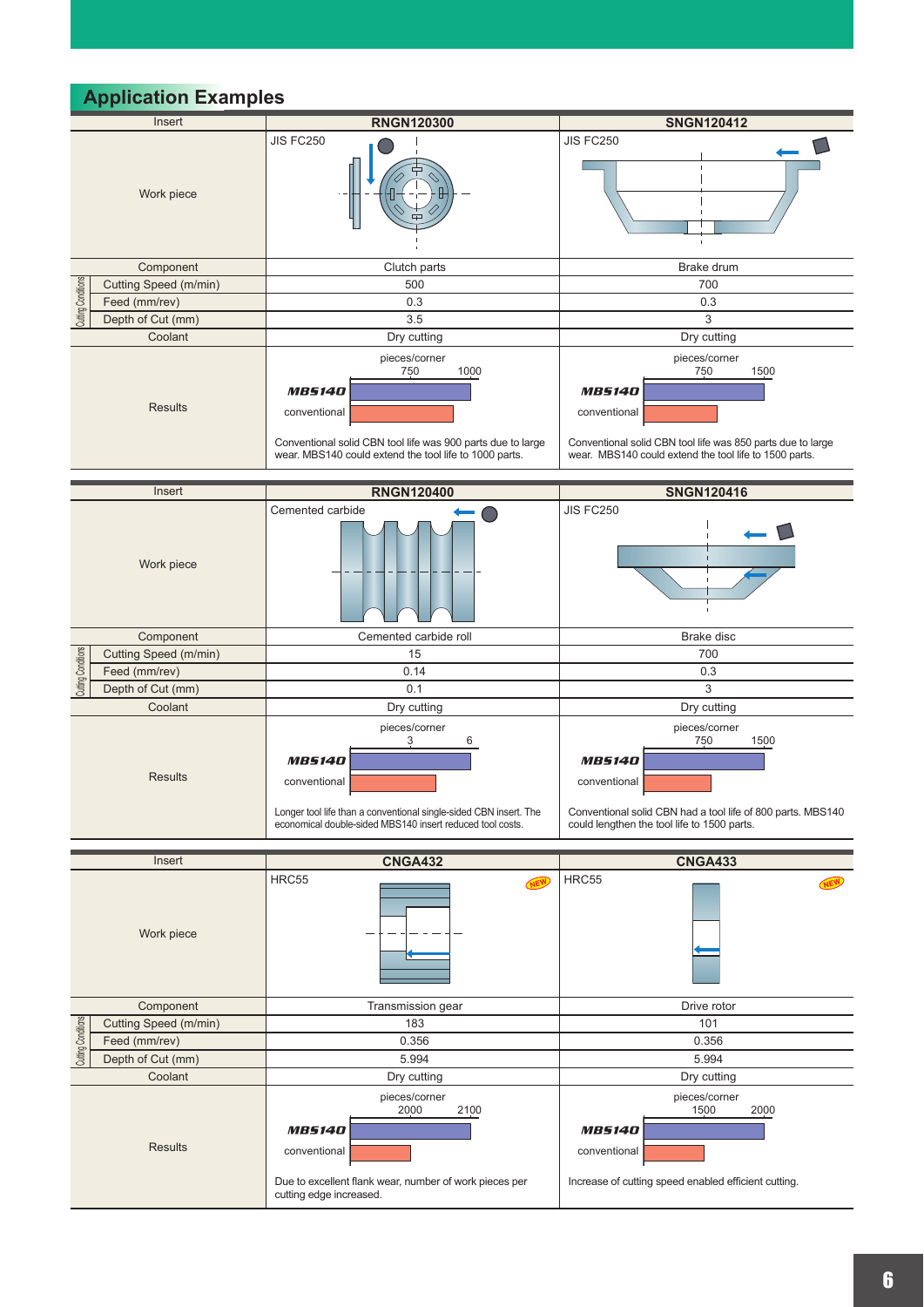## Application Examples

| Insert | RNGN120300 | SNGN120412 |
|---|---|---|
| Work piece | JIS FC250 | JIS FC250 |
| Component | Clutch parts | Brake drum |
| Cutting Conditions: Cutting Speed (m/min) | 500 | 700 |
| Cutting Conditions: Feed (mm/rev) | 0.3 | 0.3 |
| Cutting Conditions: Depth of Cut (mm) | 3.5 | 3 |
| Coolant | Dry cutting | Dry cutting |
| Results | pieces/corner (750, 1000) MBS140 / conventional. Conventional solid CBN tool life was 900 parts due to large wear. MBS140 could extend the tool life to 1000 parts. | pieces/corner (750, 1500) MBS140 / conventional. Conventional solid CBN tool life was 850 parts due to large wear. MBS140 could extend the tool life to 1500 parts. |

| Insert | RNGN120400 | SNGN120416 |
|---|---|---|
| Work piece | Cemented carbide | JIS FC250 |
| Component | Cemented carbide roll | Brake disc |
| Cutting Conditions: Cutting Speed (m/min) | 15 | 700 |
| Cutting Conditions: Feed (mm/rev) | 0.14 | 0.3 |
| Cutting Conditions: Depth of Cut (mm) | 0.1 | 3 |
| Coolant | Dry cutting | Dry cutting |
| Results | pieces/corner (3, 6) MBS140 / conventional. Longer tool life than a conventional single-sided CBN insert. The economical double-sided MBS140 insert reduced tool costs. | pieces/corner (750, 1500) MBS140 / conventional. Conventional solid CBN had a tool life of 800 parts. MBS140 could lengthen the tool life to 1500 parts. |

| Insert | CNGA432 | CNGA433 |
|---|---|---|
| Work piece | HRC55 (NEW) | HRC55 (NEW) |
| Component | Transmission gear | Drive rotor |
| Cutting Conditions: Cutting Speed (m/min) | 183 | 101 |
| Cutting Conditions: Feed (mm/rev) | 0.356 | 0.356 |
| Cutting Conditions: Depth of Cut (mm) | 5.994 | 5.994 |
| Coolant | Dry cutting | Dry cutting |
| Results | pieces/corner (2000, 2100) MBS140 / conventional. Due to excellent flank wear, number of work pieces per cutting edge increased. | pieces/corner (1500, 2000) MBS140 / conventional. Increase of cutting speed enabled efficient cutting. |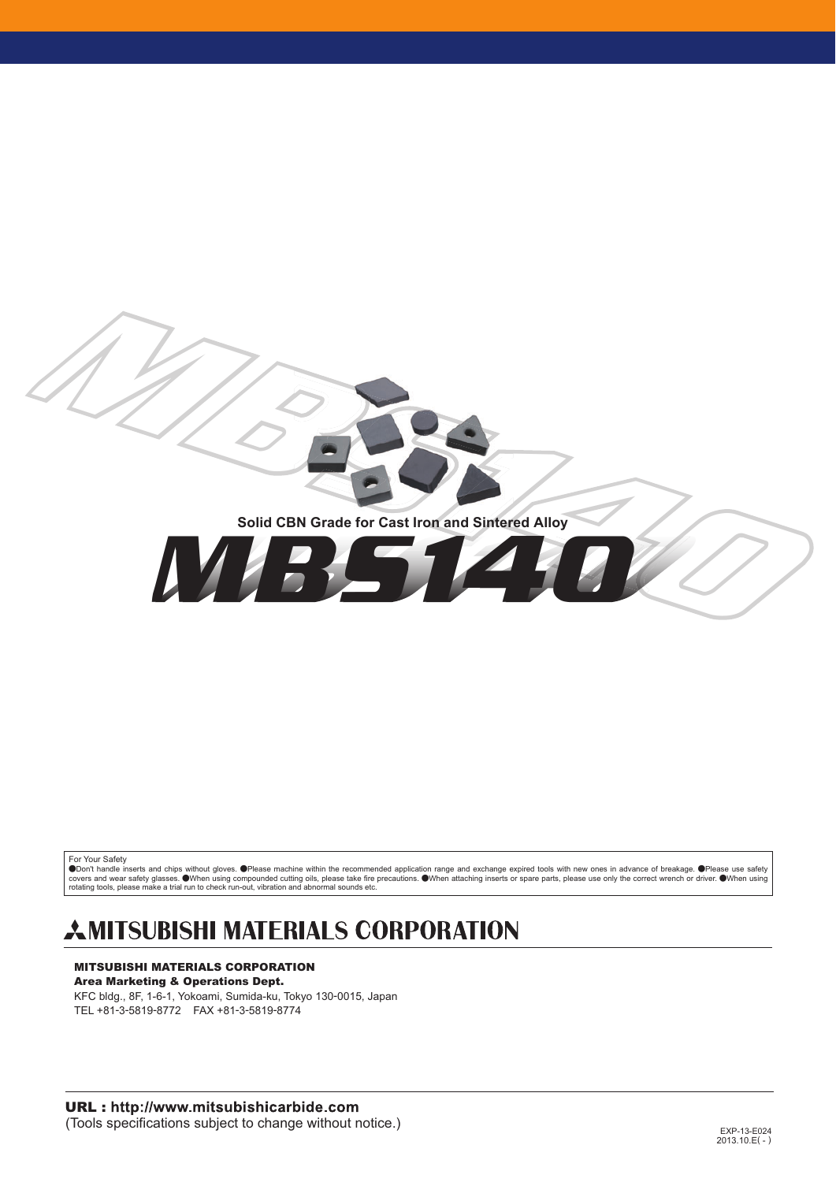Solid CBN Grade for Cast Iron and Sintered Alloy

# MBS140

For Your Safety
●Don't handle inserts and chips without gloves. ●Please machine within the recommended application range and exchange expired tools with new ones in advance of breakage. ●Please use safety covers and wear safety glasses. ●When using compounded cutting oils, please take fire precautions. ●When attaching inserts or spare parts, please use only the correct wrench or driver. ●When using rotating tools, please make a trial run to check run-out, vibration and abnormal sounds etc.

## MITSUBISHI MATERIALS CORPORATION

**MITSUBISHI MATERIALS CORPORATION**
**Area Marketing & Operations Dept.**
KFC bldg., 8F, 1-6-1, Yokoami, Sumida-ku, Tokyo 130-0015, Japan
TEL +81-3-5819-8772　FAX +81-3-5819-8774

**URL : http://www.mitsubishicarbide.com**
(Tools specifications subject to change without notice.)

EXP-13-E024
2013.10.E( - )